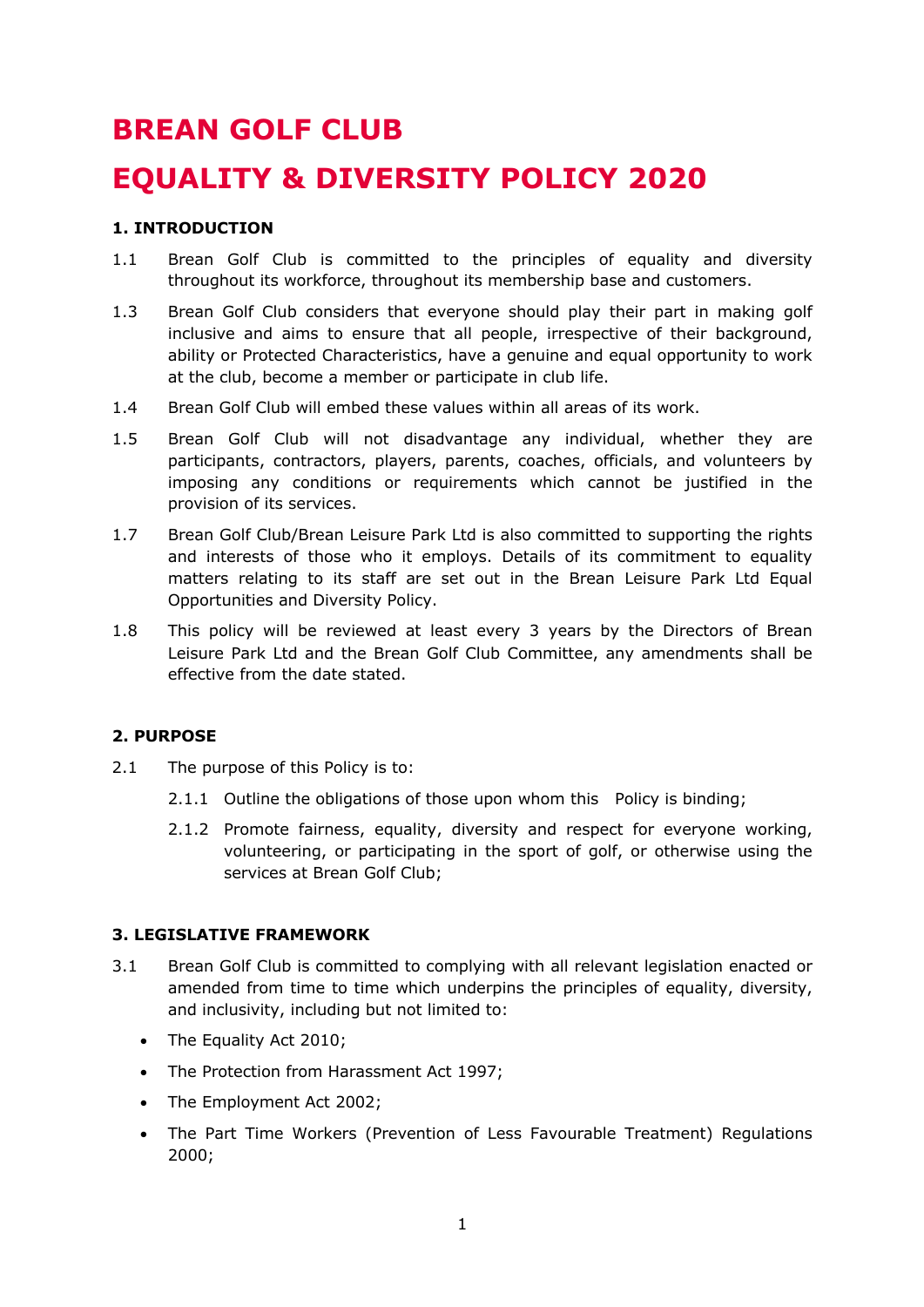# BREAN GOLF CLUB

# EQUALITY & DIVERSITY POLICY 2020

### 1. INTRODUCTION

1.1 Brean Golf Club is committed to the principles of equality and diversity throughout its workforce, throughout its membership base and customers.

1.3 Brean Golf Club considers that everyone should play their part in making golf inclusive and aims to ensure that all people, irrespective of their background, ability or Protected Characteristics, have a genuine and equal opportunity to work at the club, become a member or participate in club life.

1.4 Brean Golf Club will embed these values within all areas of its work.

1.5 Brean Golf Club will not disadvantage any individual, whether they are participants, contractors, players, parents, coaches, officials, and volunteers by imposing any conditions or requirements which cannot be justified in the provision of its services.

1.7 Brean Golf Club/Brean Leisure Park Ltd is also committed to supporting the rights and interests of those who it employs. Details of its commitment to equality matters relating to its staff are set out in the Brean Leisure Park Ltd Equal Opportunities and Diversity Policy.

1.8 This policy will be reviewed at least every 3 years by the Directors of Brean Leisure Park Ltd and the Brean Golf Club Committee, any amendments shall be effective from the date stated.

### 2. PURPOSE

2.1 The purpose of this Policy is to:

2.1.1 Outline the obligations of those upon whom this Policy is binding;

2.1.2 Promote fairness, equality, diversity and respect for everyone working, volunteering, or participating in the sport of golf, or otherwise using the services at Brean Golf Club;

### 3. LEGISLATIVE FRAMEWORK

3.1 Brean Golf Club is committed to complying with all relevant legislation enacted or amended from time to time which underpins the principles of equality, diversity, and inclusivity, including but not limited to:

- The Equality Act 2010;
- The Protection from Harassment Act 1997;
- The Employment Act 2002;
- The Part Time Workers (Prevention of Less Favourable Treatment) Regulations 2000;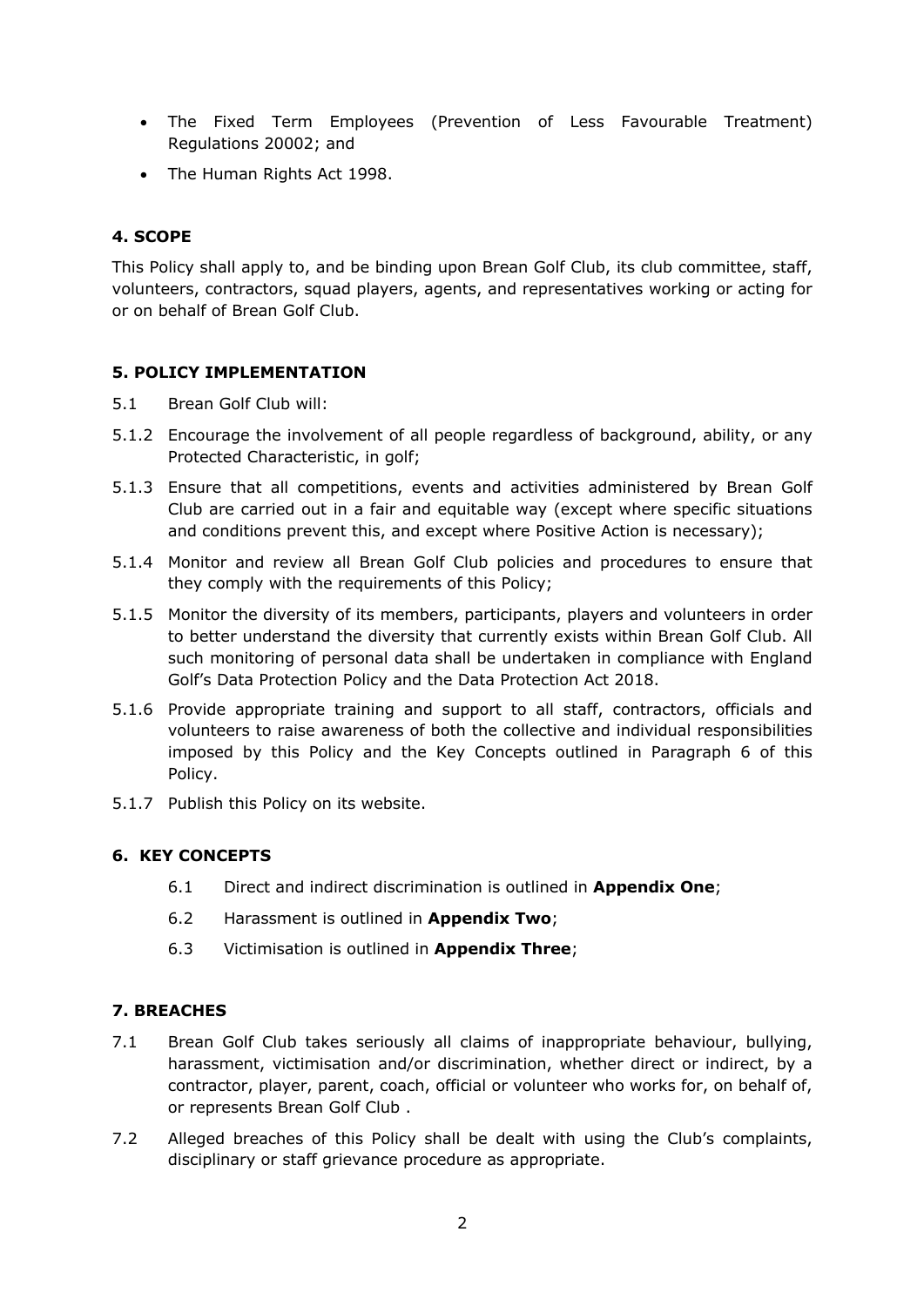- The Fixed Term Employees (Prevention of Less Favourable Treatment) Regulations 20002; and
- The Human Rights Act 1998.

## 4. SCOPE

This Policy shall apply to, and be binding upon Brean Golf Club, its club committee, staff, volunteers, contractors, squad players, agents, and representatives working or acting for or on behalf of Brean Golf Club.

## 5. POLICY IMPLEMENTATION

5.1 Brean Golf Club will:

5.1.2 Encourage the involvement of all people regardless of background, ability, or any Protected Characteristic, in golf;

5.1.3 Ensure that all competitions, events and activities administered by Brean Golf Club are carried out in a fair and equitable way (except where specific situations and conditions prevent this, and except where Positive Action is necessary);

5.1.4 Monitor and review all Brean Golf Club policies and procedures to ensure that they comply with the requirements of this Policy;

5.1.5 Monitor the diversity of its members, participants, players and volunteers in order to better understand the diversity that currently exists within Brean Golf Club. All such monitoring of personal data shall be undertaken in compliance with England Golf's Data Protection Policy and the Data Protection Act 2018.

5.1.6 Provide appropriate training and support to all staff, contractors, officials and volunteers to raise awareness of both the collective and individual responsibilities imposed by this Policy and the Key Concepts outlined in Paragraph 6 of this Policy.

5.1.7 Publish this Policy on its website.

## 6. KEY CONCEPTS

6.1 Direct and indirect discrimination is outlined in **Appendix One**;

6.2 Harassment is outlined in **Appendix Two**;

6.3 Victimisation is outlined in **Appendix Three**;

## 7. BREACHES

7.1 Brean Golf Club takes seriously all claims of inappropriate behaviour, bullying, harassment, victimisation and/or discrimination, whether direct or indirect, by a contractor, player, parent, coach, official or volunteer who works for, on behalf of, or represents Brean Golf Club .

7.2 Alleged breaches of this Policy shall be dealt with using the Club's complaints, disciplinary or staff grievance procedure as appropriate.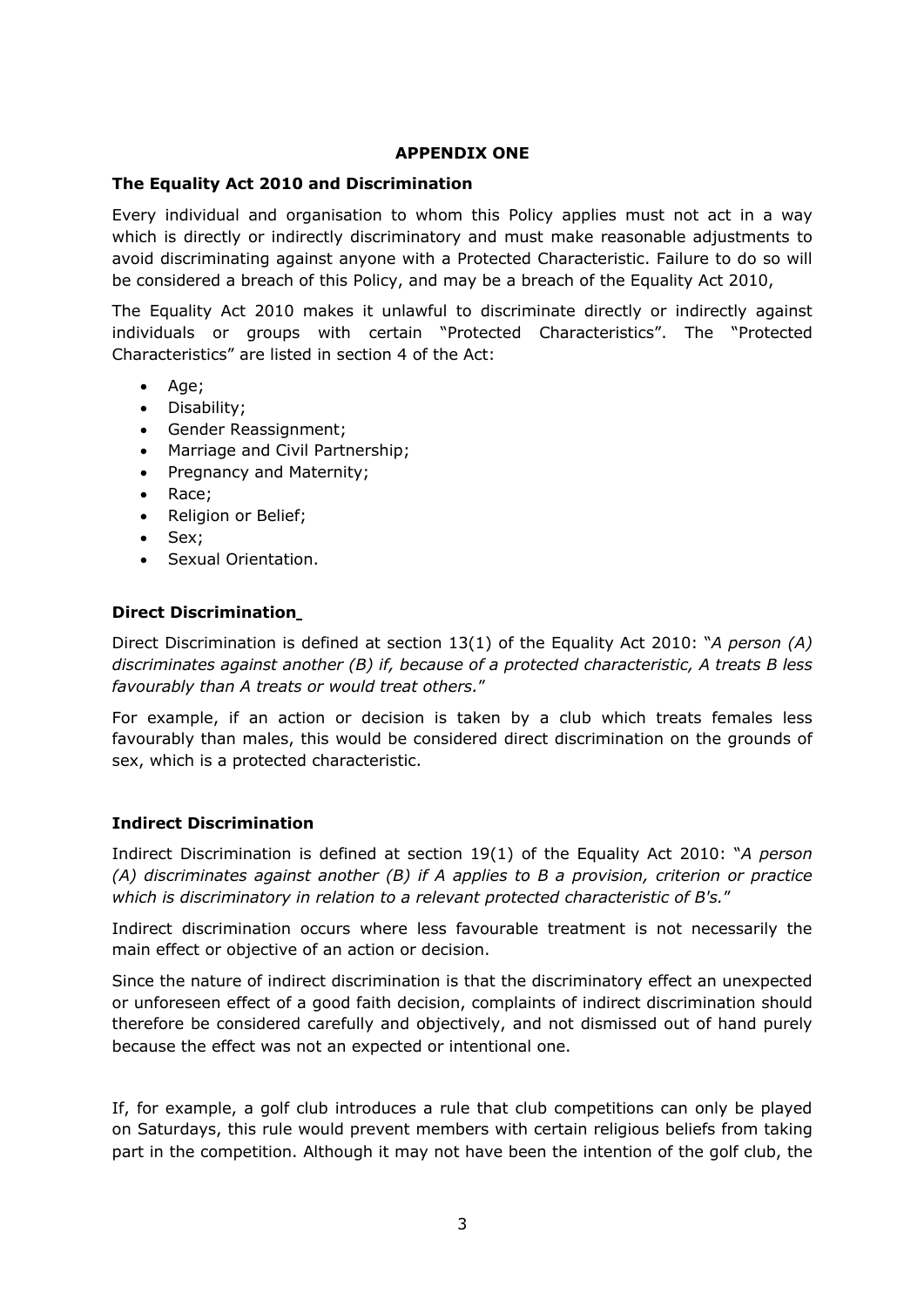## APPENDIX ONE

### The Equality Act 2010 and Discrimination

Every individual and organisation to whom this Policy applies must not act in a way which is directly or indirectly discriminatory and must make reasonable adjustments to avoid discriminating against anyone with a Protected Characteristic. Failure to do so will be considered a breach of this Policy, and may be a breach of the Equality Act 2010,

The Equality Act 2010 makes it unlawful to discriminate directly or indirectly against individuals or groups with certain "Protected Characteristics". The "Protected Characteristics" are listed in section 4 of the Act:

- Age;
- Disability;
- Gender Reassignment;
- Marriage and Civil Partnership;
- Pregnancy and Maternity;
- Race;
- Religion or Belief;
- Sex;
- Sexual Orientation.

### Direct Discrimination

Direct Discrimination is defined at section 13(1) of the Equality Act 2010: "*A person (A) discriminates against another (B) if, because of a protected characteristic, A treats B less favourably than A treats or would treat others.*"

For example, if an action or decision is taken by a club which treats females less favourably than males, this would be considered direct discrimination on the grounds of sex, which is a protected characteristic.

### Indirect Discrimination

Indirect Discrimination is defined at section 19(1) of the Equality Act 2010: "*A person (A) discriminates against another (B) if A applies to B a provision, criterion or practice which is discriminatory in relation to a relevant protected characteristic of B's.*"

Indirect discrimination occurs where less favourable treatment is not necessarily the main effect or objective of an action or decision.

Since the nature of indirect discrimination is that the discriminatory effect an unexpected or unforeseen effect of a good faith decision, complaints of indirect discrimination should therefore be considered carefully and objectively, and not dismissed out of hand purely because the effect was not an expected or intentional one.

If, for example, a golf club introduces a rule that club competitions can only be played on Saturdays, this rule would prevent members with certain religious beliefs from taking part in the competition. Although it may not have been the intention of the golf club, the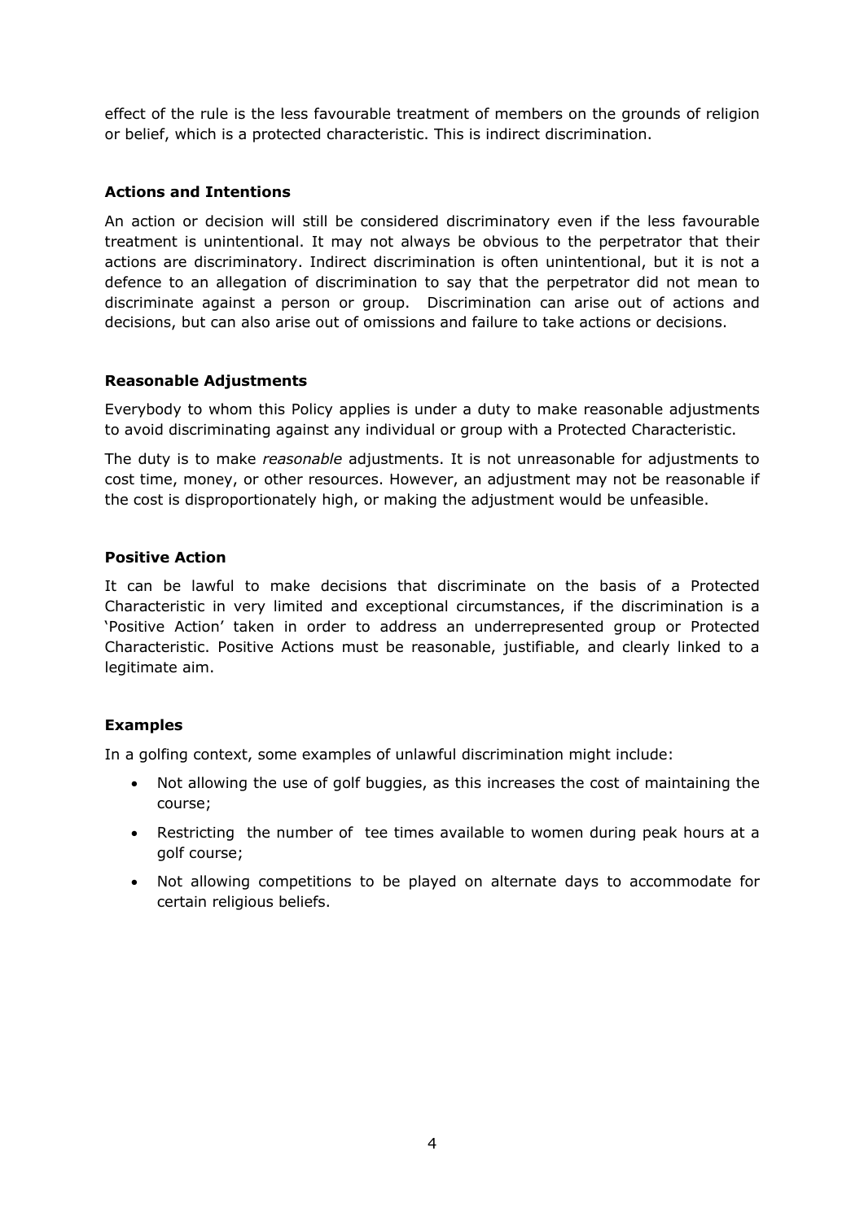effect of the rule is the less favourable treatment of members on the grounds of religion or belief, which is a protected characteristic. This is indirect discrimination.

### Actions and Intentions

An action or decision will still be considered discriminatory even if the less favourable treatment is unintentional. It may not always be obvious to the perpetrator that their actions are discriminatory. Indirect discrimination is often unintentional, but it is not a defence to an allegation of discrimination to say that the perpetrator did not mean to discriminate against a person or group. Discrimination can arise out of actions and decisions, but can also arise out of omissions and failure to take actions or decisions.

### Reasonable Adjustments

Everybody to whom this Policy applies is under a duty to make reasonable adjustments to avoid discriminating against any individual or group with a Protected Characteristic.

The duty is to make *reasonable* adjustments. It is not unreasonable for adjustments to cost time, money, or other resources. However, an adjustment may not be reasonable if the cost is disproportionately high, or making the adjustment would be unfeasible.

### Positive Action

It can be lawful to make decisions that discriminate on the basis of a Protected Characteristic in very limited and exceptional circumstances, if the discrimination is a 'Positive Action' taken in order to address an underrepresented group or Protected Characteristic. Positive Actions must be reasonable, justifiable, and clearly linked to a legitimate aim.

### Examples

In a golfing context, some examples of unlawful discrimination might include:

- Not allowing the use of golf buggies, as this increases the cost of maintaining the course;
- Restricting the number of tee times available to women during peak hours at a golf course;
- Not allowing competitions to be played on alternate days to accommodate for certain religious beliefs.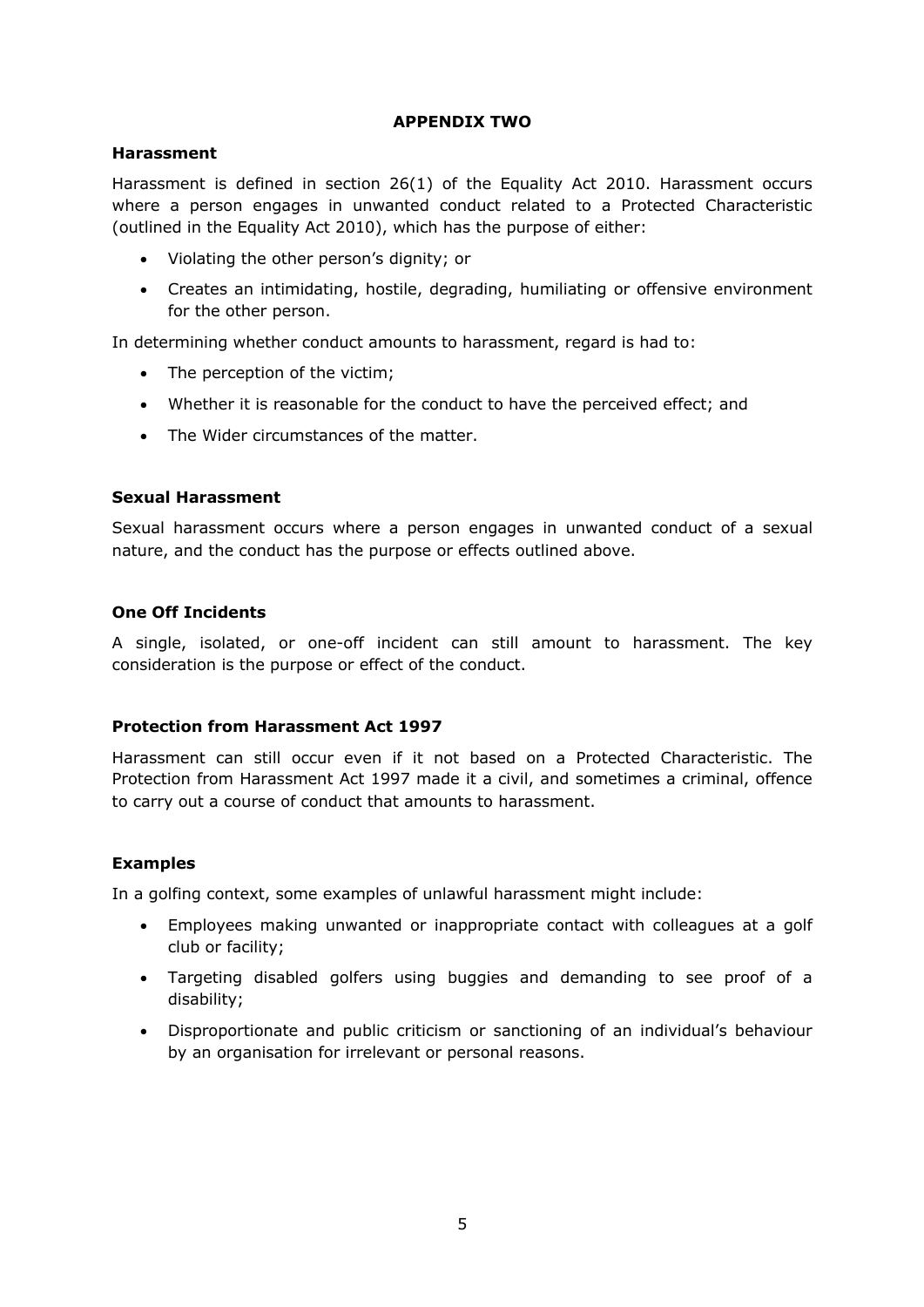## APPENDIX TWO

### Harassment

Harassment is defined in section 26(1) of the Equality Act 2010. Harassment occurs where a person engages in unwanted conduct related to a Protected Characteristic (outlined in the Equality Act 2010), which has the purpose of either:

- Violating the other person's dignity; or
- Creates an intimidating, hostile, degrading, humiliating or offensive environment for the other person.

In determining whether conduct amounts to harassment, regard is had to:

- The perception of the victim;
- Whether it is reasonable for the conduct to have the perceived effect; and
- The Wider circumstances of the matter.

### Sexual Harassment

Sexual harassment occurs where a person engages in unwanted conduct of a sexual nature, and the conduct has the purpose or effects outlined above.

### One Off Incidents

A single, isolated, or one-off incident can still amount to harassment. The key consideration is the purpose or effect of the conduct.

### Protection from Harassment Act 1997

Harassment can still occur even if it not based on a Protected Characteristic. The Protection from Harassment Act 1997 made it a civil, and sometimes a criminal, offence to carry out a course of conduct that amounts to harassment.

### Examples

In a golfing context, some examples of unlawful harassment might include:

- Employees making unwanted or inappropriate contact with colleagues at a golf club or facility;
- Targeting disabled golfers using buggies and demanding to see proof of a disability;
- Disproportionate and public criticism or sanctioning of an individual's behaviour by an organisation for irrelevant or personal reasons.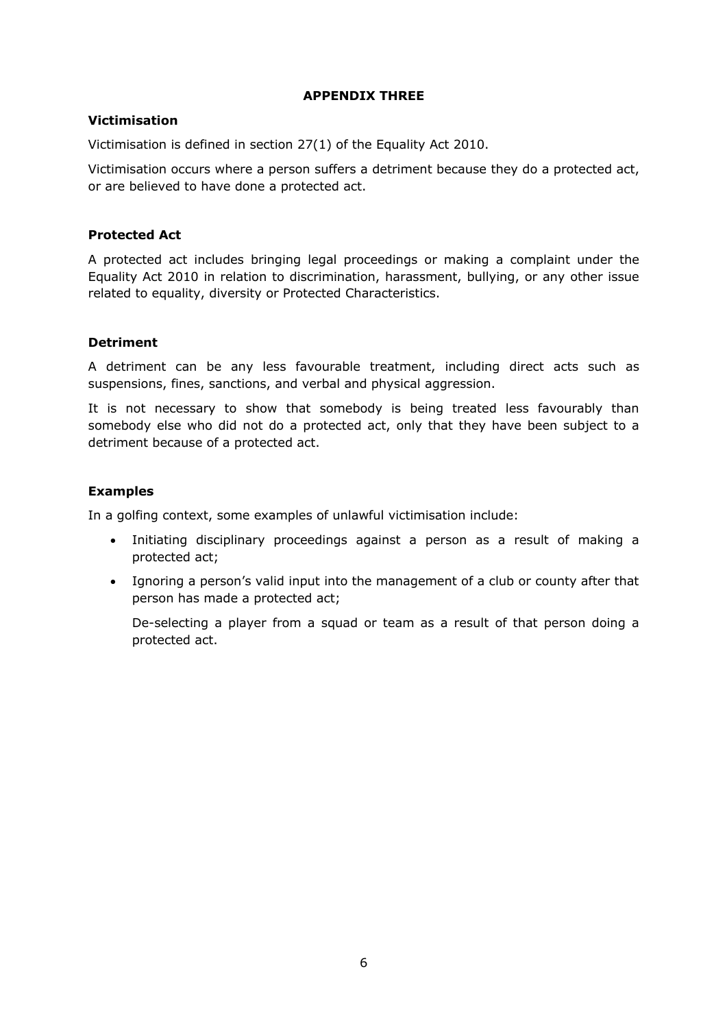**APPENDIX THREE**

**Victimisation**

Victimisation is defined in section 27(1) of the Equality Act 2010.

Victimisation occurs where a person suffers a detriment because they do a protected act, or are believed to have done a protected act.

**Protected Act**

A protected act includes bringing legal proceedings or making a complaint under the Equality Act 2010 in relation to discrimination, harassment, bullying, or any other issue related to equality, diversity or Protected Characteristics.

**Detriment**

A detriment can be any less favourable treatment, including direct acts such as suspensions, fines, sanctions, and verbal and physical aggression.

It is not necessary to show that somebody is being treated less favourably than somebody else who did not do a protected act, only that they have been subject to a detriment because of a protected act.

**Examples**

In a golfing context, some examples of unlawful victimisation include:

- Initiating disciplinary proceedings against a person as a result of making a protected act;
- Ignoring a person's valid input into the management of a club or county after that person has made a protected act;

  De-selecting a player from a squad or team as a result of that person doing a protected act.